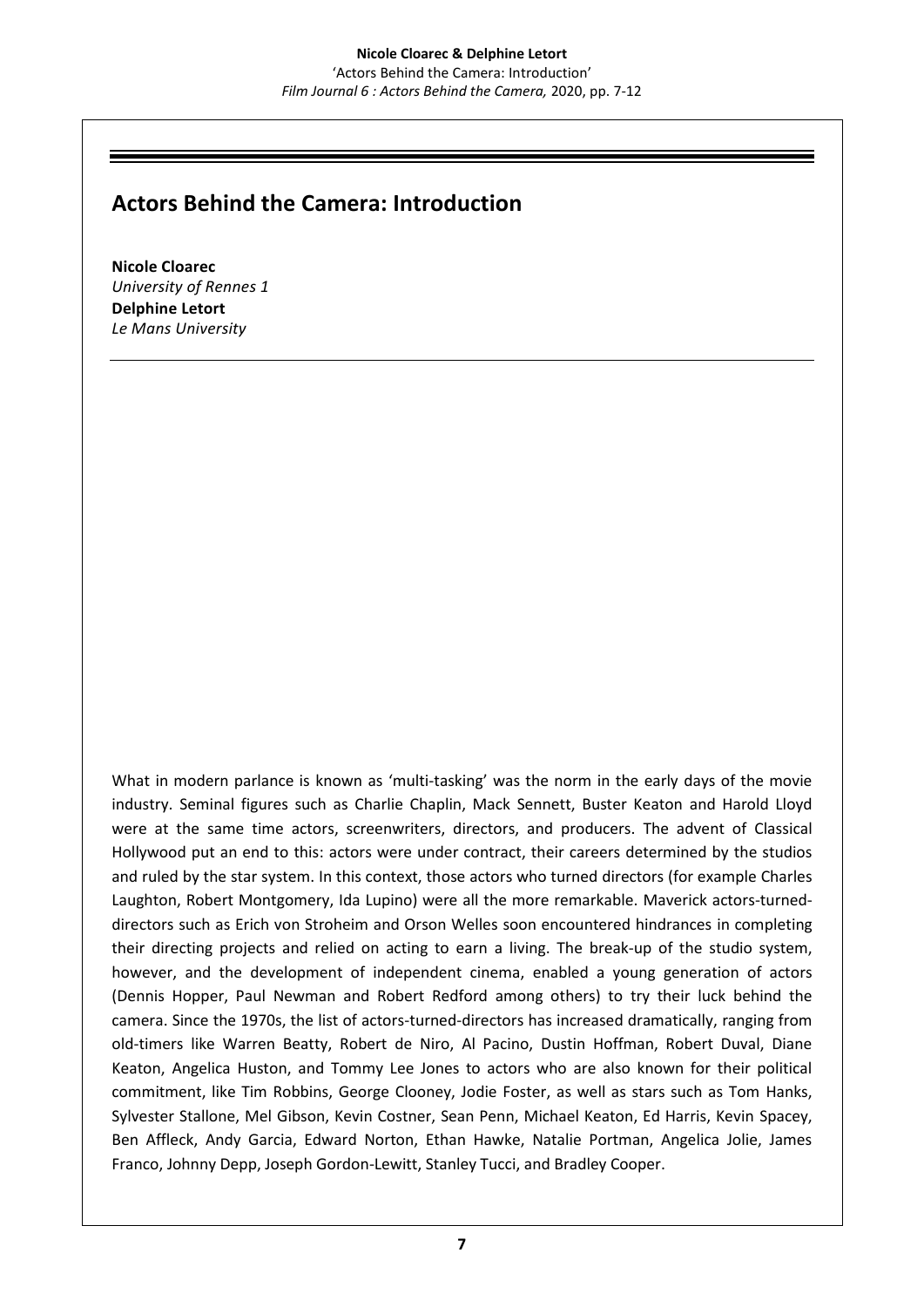# Actors Behind the Camera: Introduction

**Nicole Cloarec**
*University of Rennes 1*
**Delphine Letort**
*Le Mans University*

What in modern parlance is known as 'multi-tasking' was the norm in the early days of the movie industry. Seminal figures such as Charlie Chaplin, Mack Sennett, Buster Keaton and Harold Lloyd were at the same time actors, screenwriters, directors, and producers. The advent of Classical Hollywood put an end to this: actors were under contract, their careers determined by the studios and ruled by the star system. In this context, those actors who turned directors (for example Charles Laughton, Robert Montgomery, Ida Lupino) were all the more remarkable. Maverick actors-turned-directors such as Erich von Stroheim and Orson Welles soon encountered hindrances in completing their directing projects and relied on acting to earn a living. The break-up of the studio system, however, and the development of independent cinema, enabled a young generation of actors (Dennis Hopper, Paul Newman and Robert Redford among others) to try their luck behind the camera. Since the 1970s, the list of actors-turned-directors has increased dramatically, ranging from old-timers like Warren Beatty, Robert de Niro, Al Pacino, Dustin Hoffman, Robert Duval, Diane Keaton, Angelica Huston, and Tommy Lee Jones to actors who are also known for their political commitment, like Tim Robbins, George Clooney, Jodie Foster, as well as stars such as Tom Hanks, Sylvester Stallone, Mel Gibson, Kevin Costner, Sean Penn, Michael Keaton, Ed Harris, Kevin Spacey, Ben Affleck, Andy Garcia, Edward Norton, Ethan Hawke, Natalie Portman, Angelica Jolie, James Franco, Johnny Depp, Joseph Gordon-Lewitt, Stanley Tucci, and Bradley Cooper.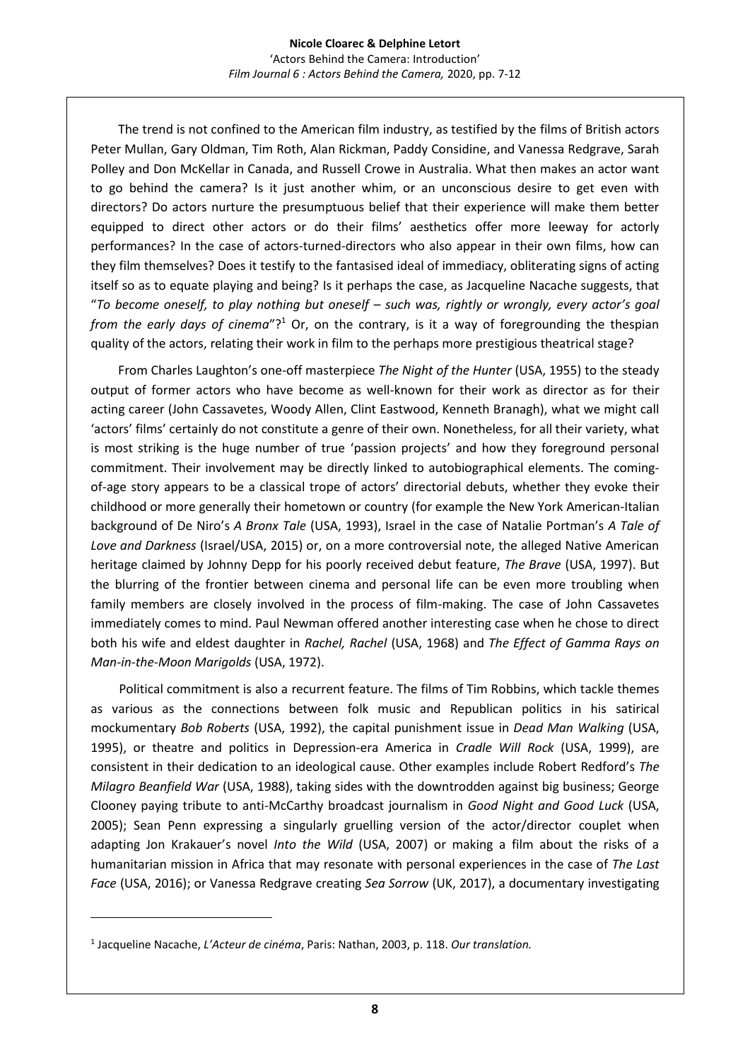The trend is not confined to the American film industry, as testified by the films of British actors Peter Mullan, Gary Oldman, Tim Roth, Alan Rickman, Paddy Considine, and Vanessa Redgrave, Sarah Polley and Don McKellar in Canada, and Russell Crowe in Australia. What then makes an actor want to go behind the camera? Is it just another whim, or an unconscious desire to get even with directors? Do actors nurture the presumptuous belief that their experience will make them better equipped to direct other actors or do their films' aesthetics offer more leeway for actorly performances? In the case of actors-turned-directors who also appear in their own films, how can they film themselves? Does it testify to the fantasised ideal of immediacy, obliterating signs of acting itself so as to equate playing and being? Is it perhaps the case, as Jacqueline Nacache suggests, that "*To become oneself, to play nothing but oneself – such was, rightly or wrongly, every actor's goal from the early days of cinema*"?[1] Or, on the contrary, is it a way of foregrounding the thespian quality of the actors, relating their work in film to the perhaps more prestigious theatrical stage?

From Charles Laughton's one-off masterpiece *The Night of the Hunter* (USA, 1955) to the steady output of former actors who have become as well-known for their work as director as for their acting career (John Cassavetes, Woody Allen, Clint Eastwood, Kenneth Branagh), what we might call 'actors' films' certainly do not constitute a genre of their own. Nonetheless, for all their variety, what is most striking is the huge number of true 'passion projects' and how they foreground personal commitment. Their involvement may be directly linked to autobiographical elements. The coming-of-age story appears to be a classical trope of actors' directorial debuts, whether they evoke their childhood or more generally their hometown or country (for example the New York American-Italian background of De Niro's *A Bronx Tale* (USA, 1993), Israel in the case of Natalie Portman's *A Tale of Love and Darkness* (Israel/USA, 2015) or, on a more controversial note, the alleged Native American heritage claimed by Johnny Depp for his poorly received debut feature, *The Brave* (USA, 1997). But the blurring of the frontier between cinema and personal life can be even more troubling when family members are closely involved in the process of film-making. The case of John Cassavetes immediately comes to mind. Paul Newman offered another interesting case when he chose to direct both his wife and eldest daughter in *Rachel, Rachel* (USA, 1968) and *The Effect of Gamma Rays on Man-in-the-Moon Marigolds* (USA, 1972).

Political commitment is also a recurrent feature. The films of Tim Robbins, which tackle themes as various as the connections between folk music and Republican politics in his satirical mockumentary *Bob Roberts* (USA, 1992), the capital punishment issue in *Dead Man Walking* (USA, 1995), or theatre and politics in Depression-era America in *Cradle Will Rock* (USA, 1999), are consistent in their dedication to an ideological cause. Other examples include Robert Redford's *The Milagro Beanfield War* (USA, 1988), taking sides with the downtrodden against big business; George Clooney paying tribute to anti-McCarthy broadcast journalism in *Good Night and Good Luck* (USA, 2005); Sean Penn expressing a singularly gruelling version of the actor/director couplet when adapting Jon Krakauer's novel *Into the Wild* (USA, 2007) or making a film about the risks of a humanitarian mission in Africa that may resonate with personal experiences in the case of *The Last Face* (USA, 2016); or Vanessa Redgrave creating *Sea Sorrow* (UK, 2017), a documentary investigating

---

[1] Jacqueline Nacache, *L'Acteur de cinéma*, Paris: Nathan, 2003, p. 118. *Our translation.*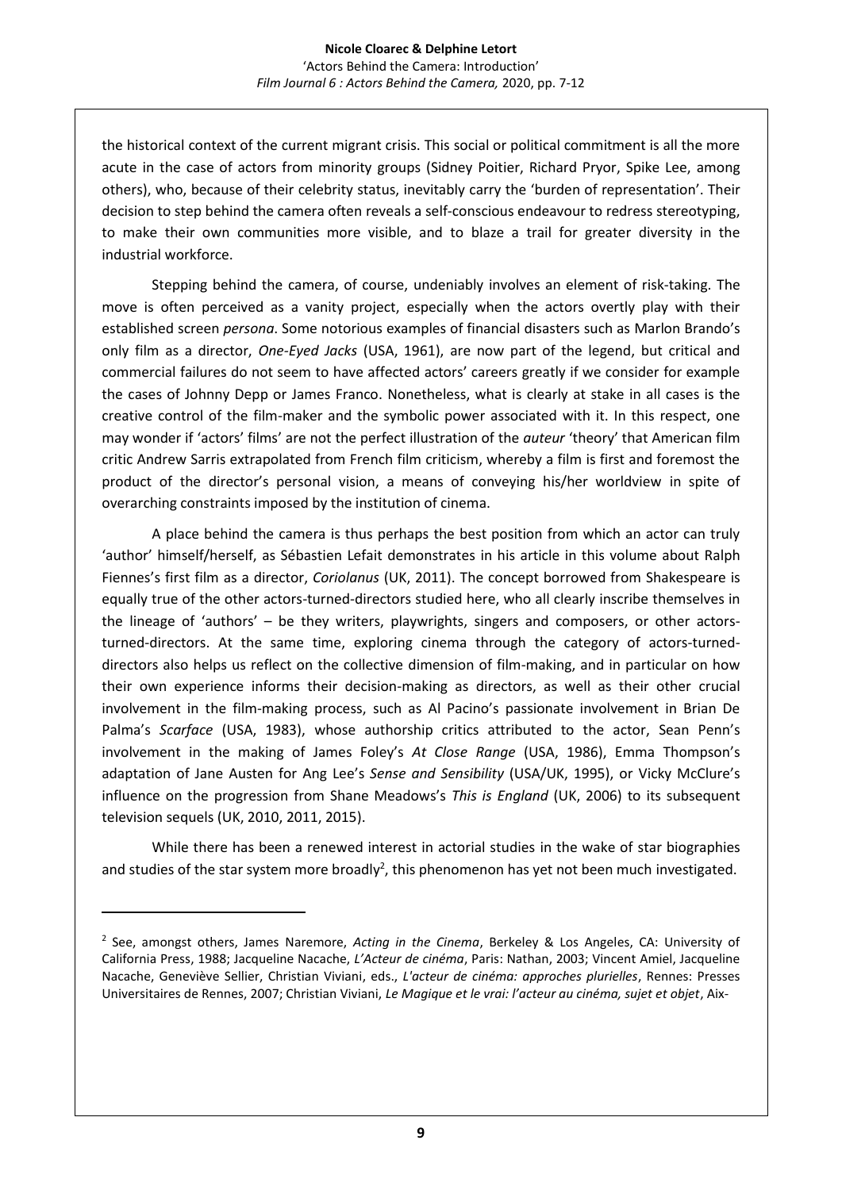the historical context of the current migrant crisis. This social or political commitment is all the more acute in the case of actors from minority groups (Sidney Poitier, Richard Pryor, Spike Lee, among others), who, because of their celebrity status, inevitably carry the 'burden of representation'. Their decision to step behind the camera often reveals a self-conscious endeavour to redress stereotyping, to make their own communities more visible, and to blaze a trail for greater diversity in the industrial workforce.

Stepping behind the camera, of course, undeniably involves an element of risk-taking. The move is often perceived as a vanity project, especially when the actors overtly play with their established screen *persona*. Some notorious examples of financial disasters such as Marlon Brando's only film as a director, *One-Eyed Jacks* (USA, 1961), are now part of the legend, but critical and commercial failures do not seem to have affected actors' careers greatly if we consider for example the cases of Johnny Depp or James Franco. Nonetheless, what is clearly at stake in all cases is the creative control of the film-maker and the symbolic power associated with it. In this respect, one may wonder if 'actors' films' are not the perfect illustration of the *auteur* 'theory' that American film critic Andrew Sarris extrapolated from French film criticism, whereby a film is first and foremost the product of the director's personal vision, a means of conveying his/her worldview in spite of overarching constraints imposed by the institution of cinema.

A place behind the camera is thus perhaps the best position from which an actor can truly 'author' himself/herself, as Sébastien Lefait demonstrates in his article in this volume about Ralph Fiennes's first film as a director, *Coriolanus* (UK, 2011). The concept borrowed from Shakespeare is equally true of the other actors-turned-directors studied here, who all clearly inscribe themselves in the lineage of 'authors' – be they writers, playwrights, singers and composers, or other actors-turned-directors. At the same time, exploring cinema through the category of actors-turned-directors also helps us reflect on the collective dimension of film-making, and in particular on how their own experience informs their decision-making as directors, as well as their other crucial involvement in the film-making process, such as Al Pacino's passionate involvement in Brian De Palma's *Scarface* (USA, 1983), whose authorship critics attributed to the actor, Sean Penn's involvement in the making of James Foley's *At Close Range* (USA, 1986), Emma Thompson's adaptation of Jane Austen for Ang Lee's *Sense and Sensibility* (USA/UK, 1995), or Vicky McClure's influence on the progression from Shane Meadows's *This is England* (UK, 2006) to its subsequent television sequels (UK, 2010, 2011, 2015).

While there has been a renewed interest in actorial studies in the wake of star biographies and studies of the star system more broadly[2], this phenomenon has yet not been much investigated.

---

[2] See, amongst others, James Naremore, *Acting in the Cinema*, Berkeley & Los Angeles, CA: University of California Press, 1988; Jacqueline Nacache, *L'Acteur de cinéma*, Paris: Nathan, 2003; Vincent Amiel, Jacqueline Nacache, Geneviève Sellier, Christian Viviani, eds., *L'acteur de cinéma: approches plurielles*, Rennes: Presses Universitaires de Rennes, 2007; Christian Viviani, *Le Magique et le vrai: l'acteur au cinéma, sujet et objet*, Aix-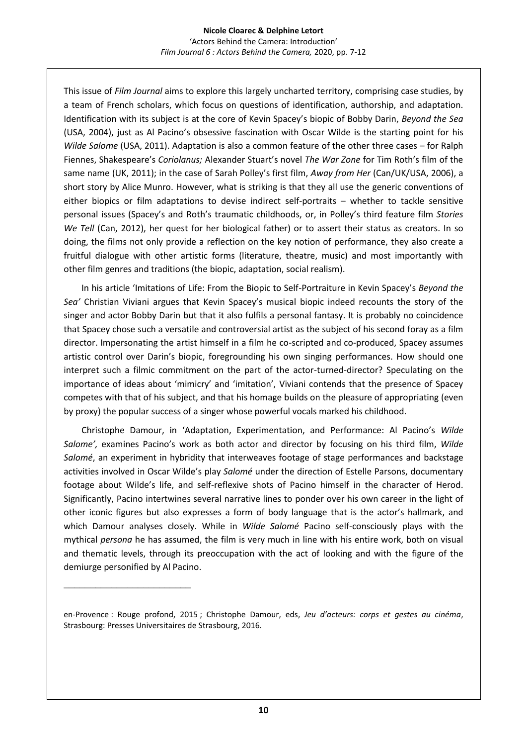This issue of *Film Journal* aims to explore this largely uncharted territory, comprising case studies, by a team of French scholars, which focus on questions of identification, authorship, and adaptation. Identification with its subject is at the core of Kevin Spacey's biopic of Bobby Darin, *Beyond the Sea* (USA, 2004), just as Al Pacino's obsessive fascination with Oscar Wilde is the starting point for his *Wilde Salome* (USA, 2011). Adaptation is also a common feature of the other three cases – for Ralph Fiennes, Shakespeare's *Coriolanus;* Alexander Stuart's novel *The War Zone* for Tim Roth's film of the same name (UK, 2011); in the case of Sarah Polley's first film, *Away from Her* (Can/UK/USA, 2006), a short story by Alice Munro. However, what is striking is that they all use the generic conventions of either biopics or film adaptations to devise indirect self-portraits – whether to tackle sensitive personal issues (Spacey's and Roth's traumatic childhoods, or, in Polley's third feature film *Stories We Tell* (Can, 2012), her quest for her biological father) or to assert their status as creators. In so doing, the films not only provide a reflection on the key notion of performance, they also create a fruitful dialogue with other artistic forms (literature, theatre, music) and most importantly with other film genres and traditions (the biopic, adaptation, social realism).

In his article 'Imitations of Life: From the Biopic to Self-Portraiture in Kevin Spacey's *Beyond the Sea'* Christian Viviani argues that Kevin Spacey's musical biopic indeed recounts the story of the singer and actor Bobby Darin but that it also fulfils a personal fantasy. It is probably no coincidence that Spacey chose such a versatile and controversial artist as the subject of his second foray as a film director. Impersonating the artist himself in a film he co-scripted and co-produced, Spacey assumes artistic control over Darin's biopic, foregrounding his own singing performances. How should one interpret such a filmic commitment on the part of the actor-turned-director? Speculating on the importance of ideas about 'mimicry' and 'imitation', Viviani contends that the presence of Spacey competes with that of his subject, and that his homage builds on the pleasure of appropriating (even by proxy) the popular success of a singer whose powerful vocals marked his childhood.

Christophe Damour, in 'Adaptation, Experimentation, and Performance: Al Pacino's *Wilde Salome',* examines Pacino's work as both actor and director by focusing on his third film, *Wilde Salomé*, an experiment in hybridity that interweaves footage of stage performances and backstage activities involved in Oscar Wilde's play *Salomé* under the direction of Estelle Parsons, documentary footage about Wilde's life, and self-reflexive shots of Pacino himself in the character of Herod. Significantly, Pacino intertwines several narrative lines to ponder over his own career in the light of other iconic figures but also expresses a form of body language that is the actor's hallmark, and which Damour analyses closely. While in *Wilde Salomé* Pacino self-consciously plays with the mythical *persona* he has assumed, the film is very much in line with his entire work, both on visual and thematic levels, through its preoccupation with the act of looking and with the figure of the demiurge personified by Al Pacino.

---

en-Provence : Rouge profond, 2015 ; Christophe Damour, eds, *Jeu d'acteurs: corps et gestes au cinéma*, Strasbourg: Presses Universitaires de Strasbourg, 2016.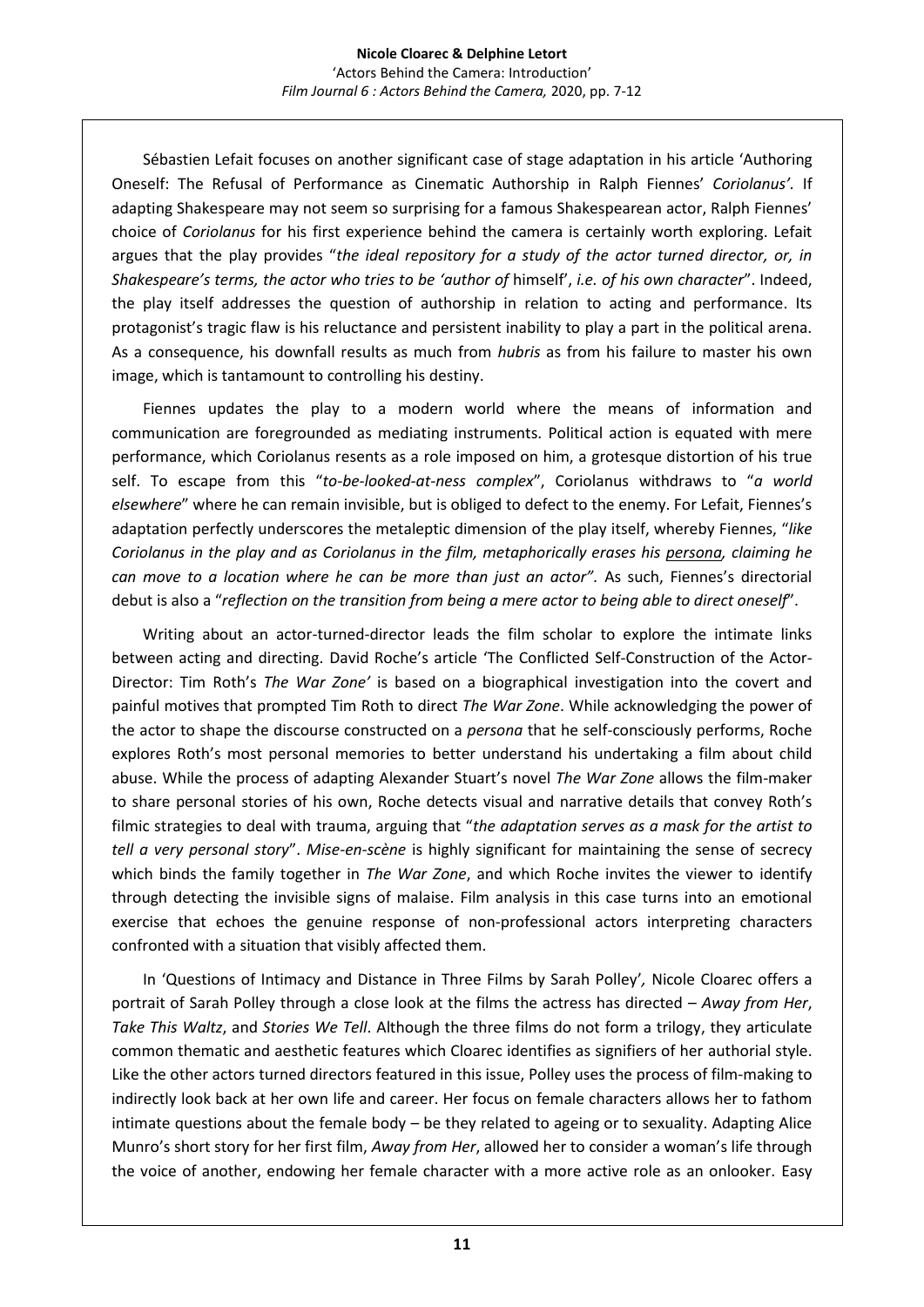Sébastien Lefait focuses on another significant case of stage adaptation in his article 'Authoring Oneself: The Refusal of Performance as Cinematic Authorship in Ralph Fiennes' *Coriolanus'*. If adapting Shakespeare may not seem so surprising for a famous Shakespearean actor, Ralph Fiennes' choice of *Coriolanus* for his first experience behind the camera is certainly worth exploring. Lefait argues that the play provides "*the ideal repository for a study of the actor turned director, or, in Shakespeare's terms, the actor who tries to be 'author of* himself', *i.e. of his own character*". Indeed, the play itself addresses the question of authorship in relation to acting and performance. Its protagonist's tragic flaw is his reluctance and persistent inability to play a part in the political arena. As a consequence, his downfall results as much from *hubris* as from his failure to master his own image, which is tantamount to controlling his destiny.

Fiennes updates the play to a modern world where the means of information and communication are foregrounded as mediating instruments. Political action is equated with mere performance, which Coriolanus resents as a role imposed on him, a grotesque distortion of his true self. To escape from this "*to-be-looked-at-ness complex*", Coriolanus withdraws to "*a world elsewhere*" where he can remain invisible, but is obliged to defect to the enemy. For Lefait, Fiennes's adaptation perfectly underscores the metaleptic dimension of the play itself, whereby Fiennes, "*like Coriolanus in the play and as Coriolanus in the film, metaphorically erases his persona, claiming he can move to a location where he can be more than just an actor"*. As such, Fiennes's directorial debut is also a "*reflection on the transition from being a mere actor to being able to direct oneself*".

Writing about an actor-turned-director leads the film scholar to explore the intimate links between acting and directing. David Roche's article 'The Conflicted Self-Construction of the Actor-Director: Tim Roth's *The War Zone'* is based on a biographical investigation into the covert and painful motives that prompted Tim Roth to direct *The War Zone*. While acknowledging the power of the actor to shape the discourse constructed on a *persona* that he self-consciously performs, Roche explores Roth's most personal memories to better understand his undertaking a film about child abuse. While the process of adapting Alexander Stuart's novel *The War Zone* allows the film-maker to share personal stories of his own, Roche detects visual and narrative details that convey Roth's filmic strategies to deal with trauma, arguing that "*the adaptation serves as a mask for the artist to tell a very personal story*". *Mise-en-scène* is highly significant for maintaining the sense of secrecy which binds the family together in *The War Zone*, and which Roche invites the viewer to identify through detecting the invisible signs of malaise. Film analysis in this case turns into an emotional exercise that echoes the genuine response of non-professional actors interpreting characters confronted with a situation that visibly affected them.

In 'Questions of Intimacy and Distance in Three Films by Sarah Polley', Nicole Cloarec offers a portrait of Sarah Polley through a close look at the films the actress has directed – *Away from Her*, *Take This Waltz*, and *Stories We Tell*. Although the three films do not form a trilogy, they articulate common thematic and aesthetic features which Cloarec identifies as signifiers of her authorial style. Like the other actors turned directors featured in this issue, Polley uses the process of film-making to indirectly look back at her own life and career. Her focus on female characters allows her to fathom intimate questions about the female body – be they related to ageing or to sexuality. Adapting Alice Munro's short story for her first film, *Away from Her*, allowed her to consider a woman's life through the voice of another, endowing her female character with a more active role as an onlooker. Easy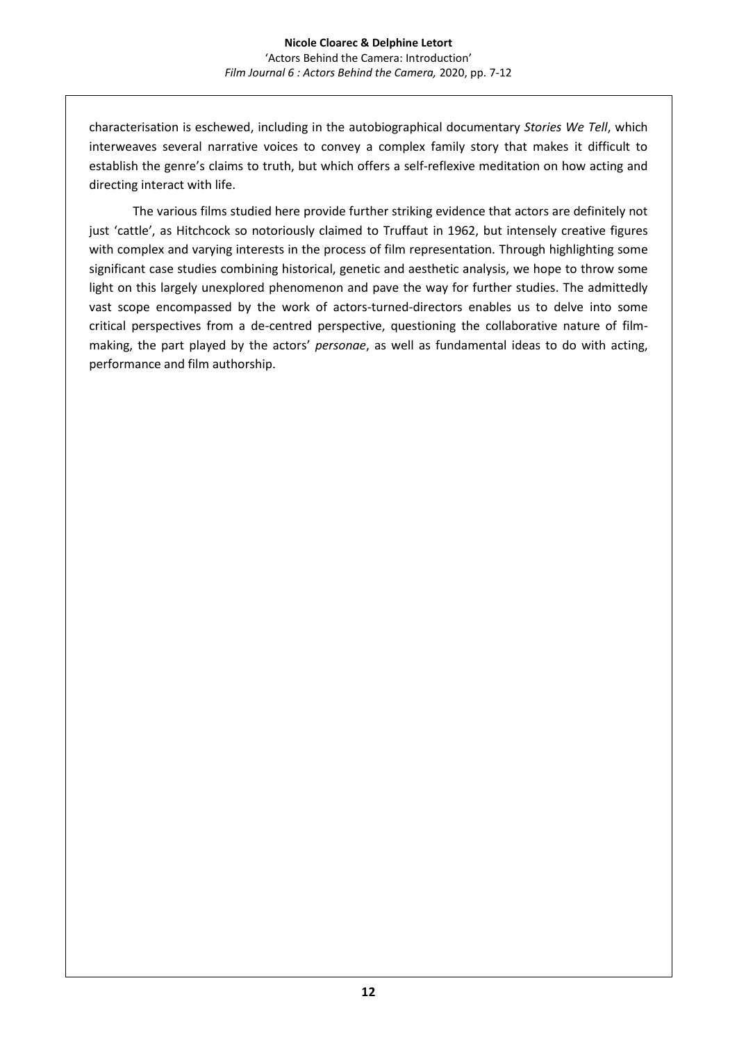characterisation is eschewed, including in the autobiographical documentary *Stories We Tell*, which interweaves several narrative voices to convey a complex family story that makes it difficult to establish the genre's claims to truth, but which offers a self-reflexive meditation on how acting and directing interact with life.

The various films studied here provide further striking evidence that actors are definitely not just 'cattle', as Hitchcock so notoriously claimed to Truffaut in 1962, but intensely creative figures with complex and varying interests in the process of film representation. Through highlighting some significant case studies combining historical, genetic and aesthetic analysis, we hope to throw some light on this largely unexplored phenomenon and pave the way for further studies. The admittedly vast scope encompassed by the work of actors-turned-directors enables us to delve into some critical perspectives from a de-centred perspective, questioning the collaborative nature of film-making, the part played by the actors' *personae*, as well as fundamental ideas to do with acting, performance and film authorship.